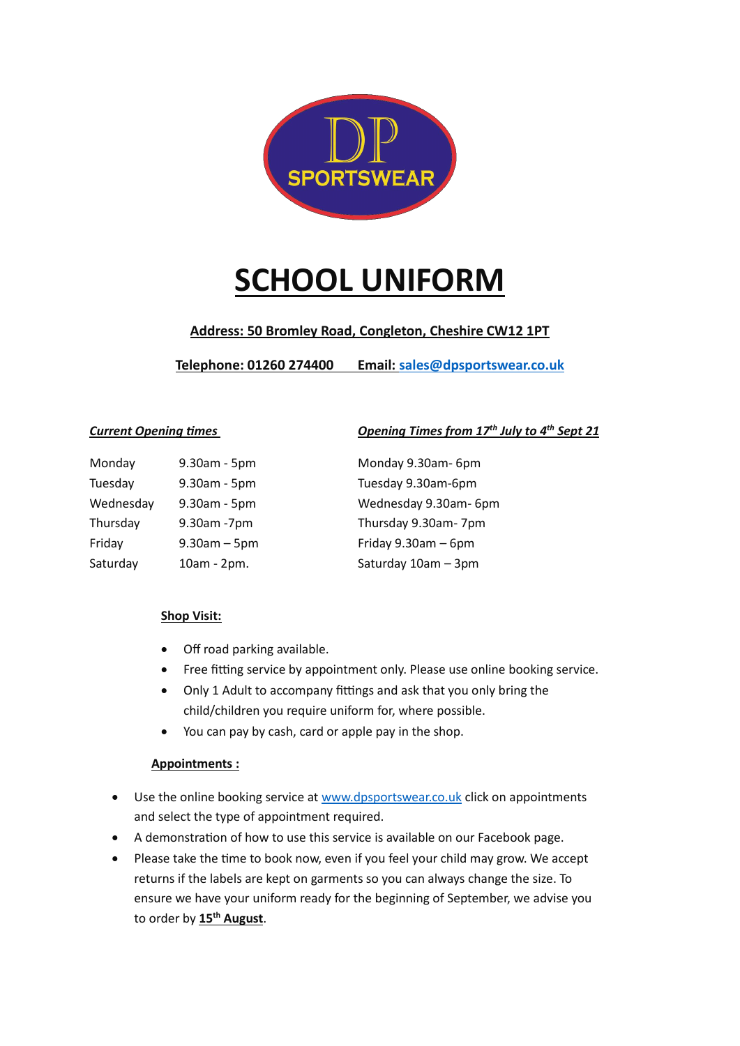DP SPORTSWEAR

# SCHOOL UNIFORM

**Address: 50 Bromley Road, Congleton, Cheshire CW12 1PT**

**Telephone: 01260 274400 Email: sales@dpsportswear.co.uk**

***Current Opening times***

| | |
|---|---|
| Monday | 9.30am - 5pm |
| Tuesday | 9.30am - 5pm |
| Wednesday | 9.30am - 5pm |
| Thursday | 9.30am -7pm |
| Friday | 9.30am – 5pm |
| Saturday | 10am - 2pm. |

***Opening Times from 17th July to 4th Sept 21***

Monday 9.30am- 6pm
Tuesday 9.30am-6pm
Wednesday 9.30am- 6pm
Thursday 9.30am- 7pm
Friday 9.30am – 6pm
Saturday 10am – 3pm

**Shop Visit:**

- Off road parking available.
- Free fitting service by appointment only. Please use online booking service.
- Only 1 Adult to accompany fittings and ask that you only bring the child/children you require uniform for, where possible.
- You can pay by cash, card or apple pay in the shop.

**Appointments :**

- Use the online booking service at www.dpsportswear.co.uk click on appointments and select the type of appointment required.
- A demonstration of how to use this service is available on our Facebook page.
- Please take the time to book now, even if you feel your child may grow. We accept returns if the labels are kept on garments so you can always change the size. To ensure we have your uniform ready for the beginning of September, we advise you to order by **15th August**.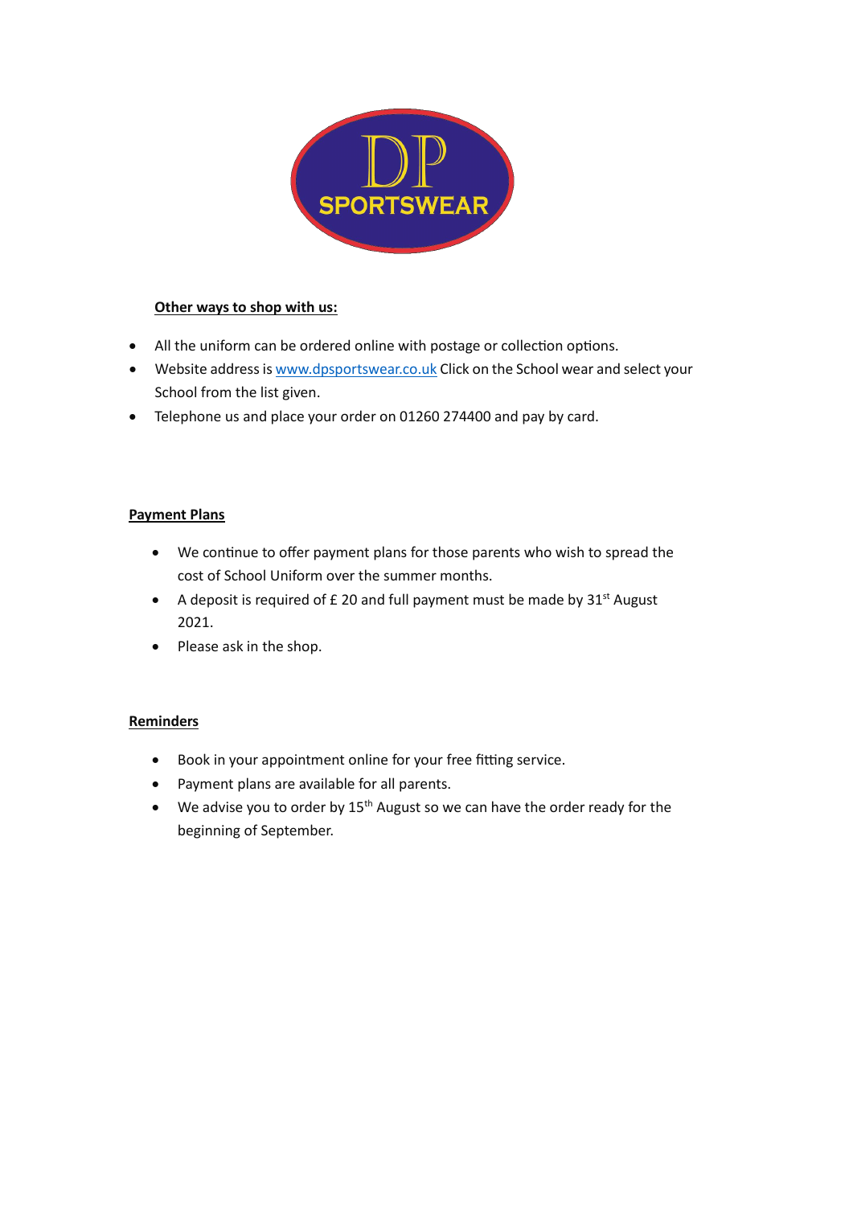DP SPORTSWEAR

**Other ways to shop with us:**

- All the uniform can be ordered online with postage or collection options.
- Website address is [www.dpsportswear.co.uk](http://www.dpsportswear.co.uk) Click on the School wear and select your School from the list given.
- Telephone us and place your order on 01260 274400 and pay by card.

**Payment Plans**

- We continue to offer payment plans for those parents who wish to spread the cost of School Uniform over the summer months.
- A deposit is required of £ 20 and full payment must be made by 31st August 2021.
- Please ask in the shop.

**Reminders**

- Book in your appointment online for your free fitting service.
- Payment plans are available for all parents.
- We advise you to order by 15th August so we can have the order ready for the beginning of September.